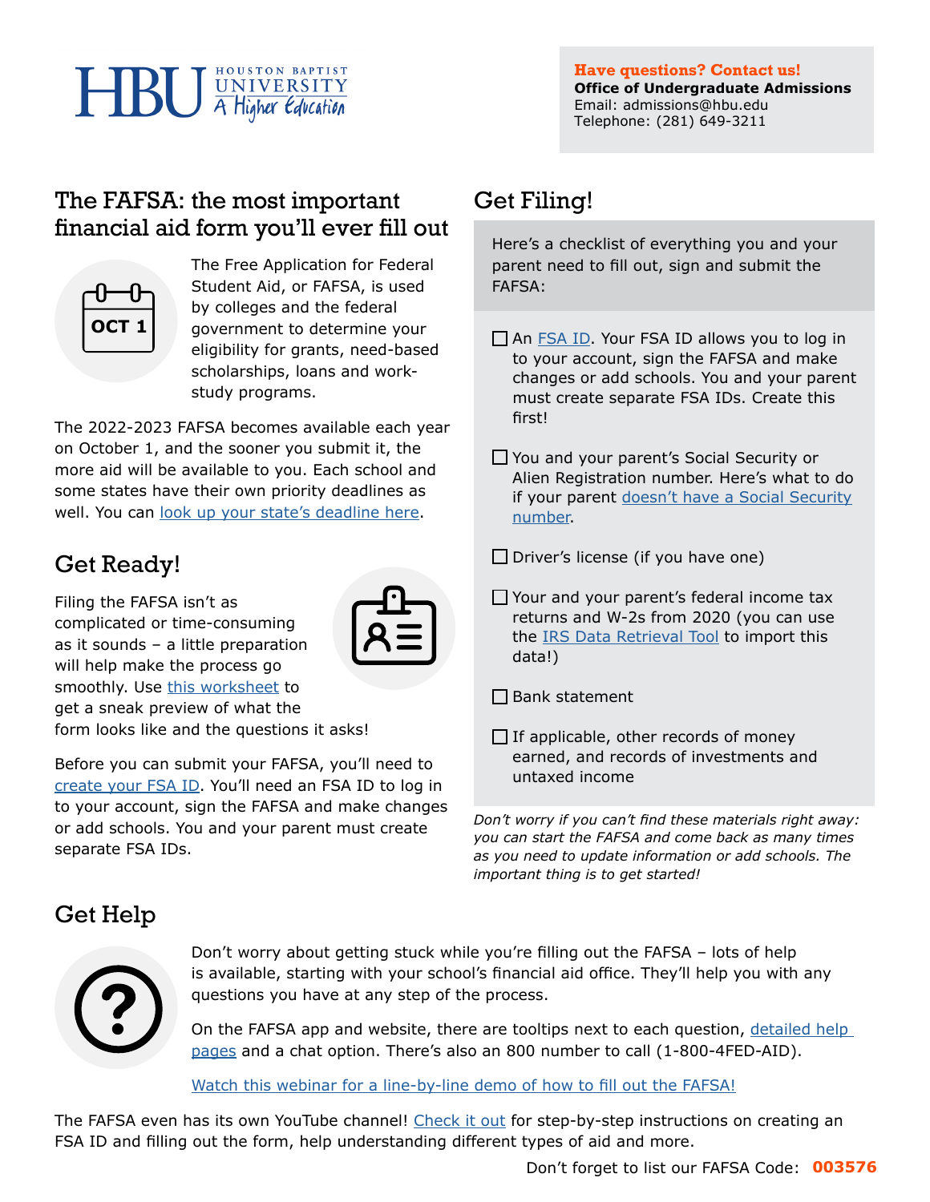HBU HOUSTON BAPTIST UNIVERSITY A Higher Education

**Have questions? Contact us!**
**Office of Undergraduate Admissions**
Email: admissions@hbu.edu
Telephone: (281) 649-3211

## The FAFSA: the most important financial aid form you'll ever fill out

OCT 1

The Free Application for Federal Student Aid, or FAFSA, is used by colleges and the federal government to determine your eligibility for grants, need-based scholarships, loans and work-study programs.

The 2022-2023 FAFSA becomes available each year on October 1, and the sooner you submit it, the more aid will be available to you. Each school and some states have their own priority deadlines as well. You can look up your state's deadline here.

## Get Ready!

Filing the FAFSA isn't as complicated or time-consuming as it sounds – a little preparation will help make the process go smoothly. Use this worksheet to get a sneak preview of what the form looks like and the questions it asks!

Before you can submit your FAFSA, you'll need to create your FSA ID. You'll need an FSA ID to log in to your account, sign the FAFSA and make changes or add schools. You and your parent must create separate FSA IDs.

## Get Filing!

Here's a checklist of everything you and your parent need to fill out, sign and submit the FAFSA:

- [ ] An FSA ID. Your FSA ID allows you to log in to your account, sign the FAFSA and make changes or add schools. You and your parent must create separate FSA IDs. Create this first!
- [ ] You and your parent's Social Security or Alien Registration number. Here's what to do if your parent doesn't have a Social Security number.
- [ ] Driver's license (if you have one)
- [ ] Your and your parent's federal income tax returns and W-2s from 2020 (you can use the IRS Data Retrieval Tool to import this data!)
- [ ] Bank statement
- [ ] If applicable, other records of money earned, and records of investments and untaxed income

*Don't worry if you can't find these materials right away: you can start the FAFSA and come back as many times as you need to update information or add schools. The important thing is to get started!*

## Get Help

Don't worry about getting stuck while you're filling out the FAFSA – lots of help is available, starting with your school's financial aid office. They'll help you with any questions you have at any step of the process.

On the FAFSA app and website, there are tooltips next to each question, detailed help pages and a chat option. There's also an 800 number to call (1-800-4FED-AID).

Watch this webinar for a line-by-line demo of how to fill out the FAFSA!

The FAFSA even has its own YouTube channel! Check it out for step-by-step instructions on creating an FSA ID and filling out the form, help understanding different types of aid and more.

Don't forget to list our FAFSA Code: **003576**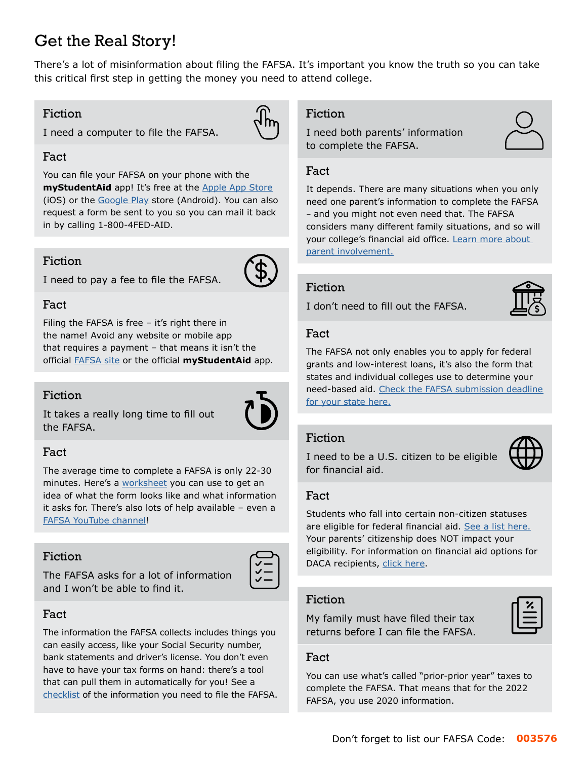# Get the Real Story!

There's a lot of misinformation about filing the FAFSA. It's important you know the truth so you can take this critical first step in getting the money you need to attend college.

### Fiction

I need a computer to file the FAFSA.

### Fact

You can file your FAFSA on your phone with the **myStudentAid** app! It's free at the Apple App Store (iOS) or the Google Play store (Android). You can also request a form be sent to you so you can mail it back in by calling 1-800-4FED-AID.

### Fiction

I need to pay a fee to file the FAFSA.

### Fact

Filing the FAFSA is free – it's right there in the name! Avoid any website or mobile app that requires a payment – that means it isn't the official FAFSA site or the official **myStudentAid** app.

### Fiction

It takes a really long time to fill out the FAFSA.

### Fact

The average time to complete a FAFSA is only 22-30 minutes. Here's a worksheet you can use to get an idea of what the form looks like and what information it asks for. There's also lots of help available – even a FAFSA YouTube channel!

### Fiction

The FAFSA asks for a lot of information and I won't be able to find it.

### Fact

The information the FAFSA collects includes things you can easily access, like your Social Security number, bank statements and driver's license. You don't even have to have your tax forms on hand: there's a tool that can pull them in automatically for you! See a checklist of the information you need to file the FAFSA.

### Fiction

I need both parents' information to complete the FAFSA.

### Fact

It depends. There are many situations when you only need one parent's information to complete the FAFSA – and you might not even need that. The FAFSA considers many different family situations, and so will your college's financial aid office. Learn more about parent involvement.

### Fiction

I don't need to fill out the FAFSA.

### Fact

The FAFSA not only enables you to apply for federal grants and low-interest loans, it's also the form that states and individual colleges use to determine your need-based aid. Check the FAFSA submission deadline for your state here.

### Fiction

I need to be a U.S. citizen to be eligible for financial aid.

### Fact

Students who fall into certain non-citizen statuses are eligible for federal financial aid. See a list here. Your parents' citizenship does NOT impact your eligibility. For information on financial aid options for DACA recipients, click here.

### Fiction

My family must have filed their tax returns before I can file the FAFSA.

### Fact

You can use what's called "prior-prior year" taxes to complete the FAFSA. That means that for the 2022 FAFSA, you use 2020 information.

Don't forget to list our FAFSA Code: **003576**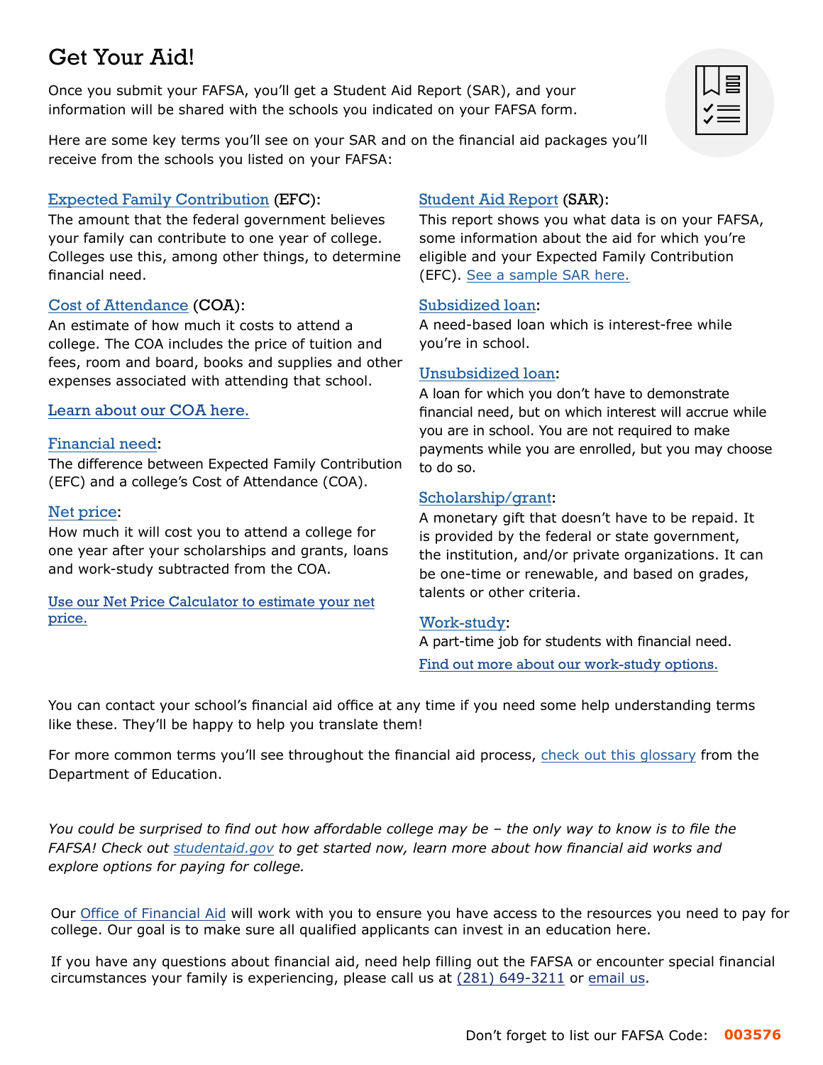# Get Your Aid!

Once you submit your FAFSA, you'll get a Student Aid Report (SAR), and your information will be shared with the schools you indicated on your FAFSA form.

Here are some key terms you'll see on your SAR and on the financial aid packages you'll receive from the schools you listed on your FAFSA:

**Expected Family Contribution (EFC):**
The amount that the federal government believes your family can contribute to one year of college. Colleges use this, among other things, to determine financial need.

**Cost of Attendance (COA):**
An estimate of how much it costs to attend a college. The COA includes the price of tuition and fees, room and board, books and supplies and other expenses associated with attending that school.

Learn about our COA here.

**Financial need:**
The difference between Expected Family Contribution (EFC) and a college's Cost of Attendance (COA).

**Net price:**
How much it will cost you to attend a college for one year after your scholarships and grants, loans and work-study subtracted from the COA.

Use our Net Price Calculator to estimate your net price.

**Student Aid Report (SAR):**
This report shows you what data is on your FAFSA, some information about the aid for which you're eligible and your Expected Family Contribution (EFC). See a sample SAR here.

**Subsidized loan:**
A need-based loan which is interest-free while you're in school.

**Unsubsidized loan:**
A loan for which you don't have to demonstrate financial need, but on which interest will accrue while you are in school. You are not required to make payments while you are enrolled, but you may choose to do so.

**Scholarship/grant:**
A monetary gift that doesn't have to be repaid. It is provided by the federal or state government, the institution, and/or private organizations. It can be one-time or renewable, and based on grades, talents or other criteria.

**Work-study:**
A part-time job for students with financial need.

Find out more about our work-study options.

You can contact your school's financial aid office at any time if you need some help understanding terms like these. They'll be happy to help you translate them!

For more common terms you'll see throughout the financial aid process, check out this glossary from the Department of Education.

*You could be surprised to find out how affordable college may be – the only way to know is to file the FAFSA! Check out studentaid.gov to get started now, learn more about how financial aid works and explore options for paying for college.*

Our Office of Financial Aid will work with you to ensure you have access to the resources you need to pay for college. Our goal is to make sure all qualified applicants can invest in an education here.

If you have any questions about financial aid, need help filling out the FAFSA or encounter special financial circumstances your family is experiencing, please call us at (281) 649-3211 or email us.

Don't forget to list our FAFSA Code: **003576**